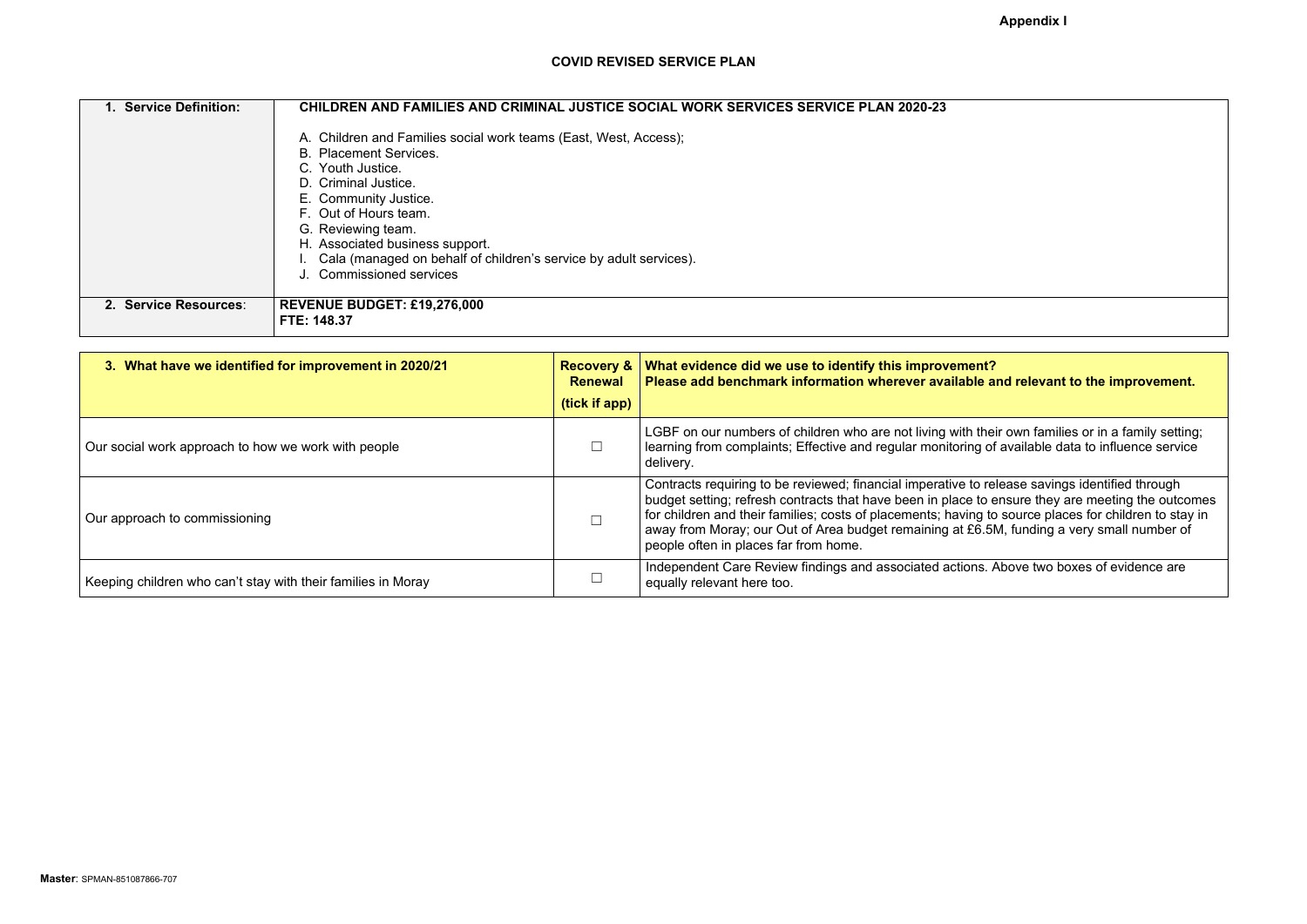**Appendix I**

# COVID REVISED SERVICE PLAN

| **1. Service Definition:** | **CHILDREN AND FAMILIES AND CRIMINAL JUSTICE SOCIAL WORK SERVICES SERVICE PLAN 2020-23**<br><br>A. Children and Families social work teams (East, West, Access);<br>B. Placement Services.<br>C. Youth Justice.<br>D. Criminal Justice.<br>E. Community Justice.<br>F. Out of Hours team.<br>G. Reviewing team.<br>H. Associated business support.<br>I. Cala (managed on behalf of children's service by adult services).<br>J. Commissioned services |
|---|---|
| **2. Service Resources**: | **REVENUE BUDGET: £19,276,000**<br>**FTE: 148.37** |

| **3. What have we identified for improvement in 2020/21** | **Recovery & Renewal (tick if app)** | **What evidence did we use to identify this improvement? Please add benchmark information wherever available and relevant to the improvement.** |
|---|---|---|
| Our social work approach to how we work with people | ☐ | LGBF on our numbers of children who are not living with their own families or in a family setting; learning from complaints; Effective and regular monitoring of available data to influence service delivery. |
| Our approach to commissioning | ☐ | Contracts requiring to be reviewed; financial imperative to release savings identified through budget setting; refresh contracts that have been in place to ensure they are meeting the outcomes for children and their families; costs of placements; having to source places for children to stay in away from Moray; our Out of Area budget remaining at £6.5M, funding a very small number of people often in places far from home. |
| Keeping children who can't stay with their families in Moray | ☐ | Independent Care Review findings and associated actions. Above two boxes of evidence are equally relevant here too. |

**Master**: SPMAN-851087866-707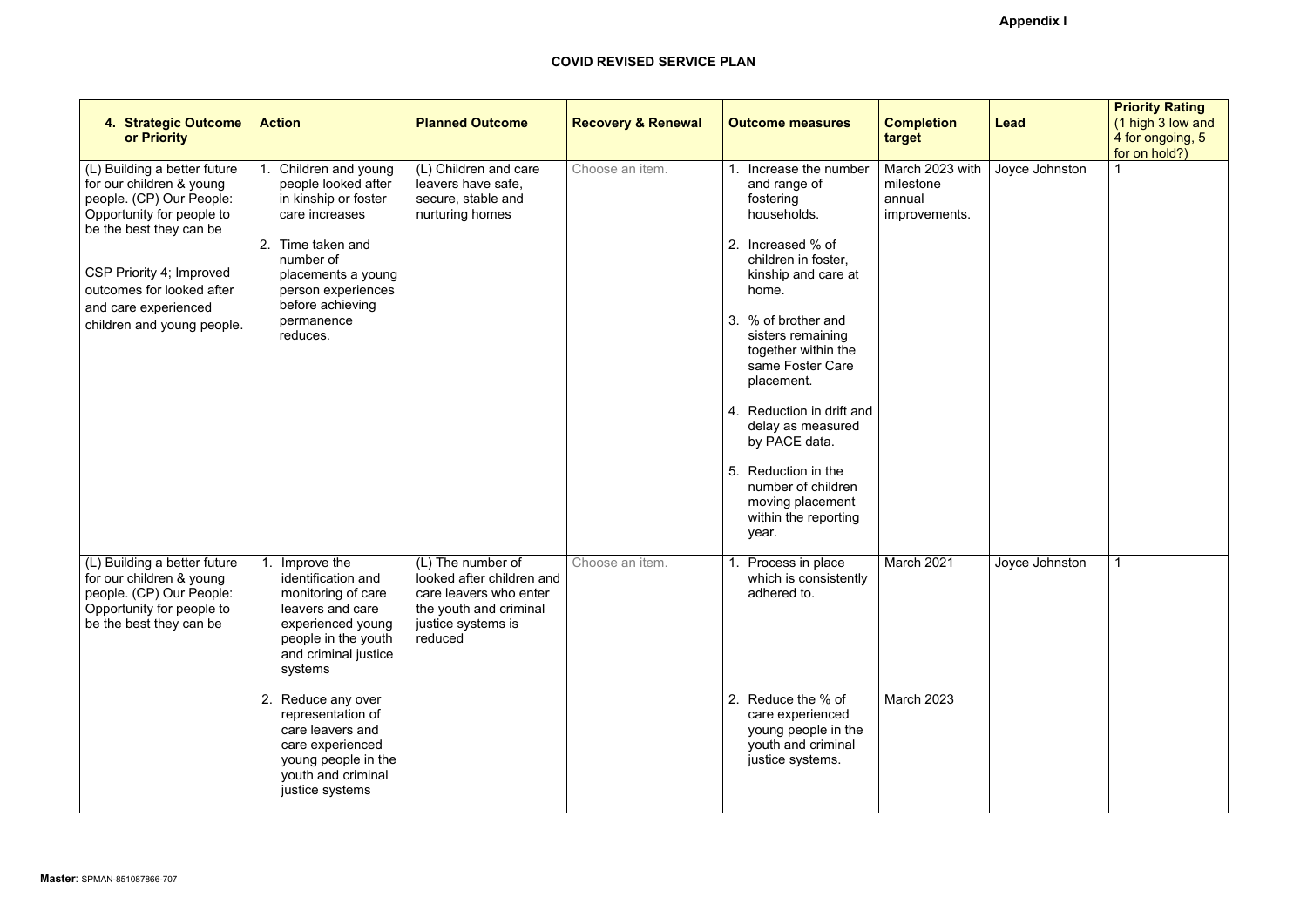**Appendix I**

**COVID REVISED SERVICE PLAN**

| 4. Strategic Outcome or Priority | Action | Planned Outcome | Recovery & Renewal | Outcome measures | Completion target | Lead | Priority Rating (1 high 3 low and 4 for ongoing, 5 for on hold?) |
|---|---|---|---|---|---|---|---|
| (L) Building a better future for our children & young people. (CP) Our People: Opportunity for people to be the best they can be<br><br>CSP Priority 4; Improved outcomes for looked after and care experienced children and young people. | 1. Children and young people looked after in kinship or foster care increases<br><br>2. Time taken and number of placements a young person experiences before achieving permanence reduces. | (L) Children and care leavers have safe, secure, stable and nurturing homes | Choose an item. | 1. Increase the number and range of fostering households.<br><br>2. Increased % of children in foster, kinship and care at home.<br><br>3. % of brother and sisters remaining together within the same Foster Care placement.<br><br>4. Reduction in drift and delay as measured by PACE data.<br><br>5. Reduction in the number of children moving placement within the reporting year. | March 2023 with milestone annual improvements. | Joyce Johnston | 1 |
| (L) Building a better future for our children & young people. (CP) Our People: Opportunity for people to be the best they can be | 1. Improve the identification and monitoring of care leavers and care experienced young people in the youth and criminal justice systems<br><br>2. Reduce any over representation of care leavers and care experienced young people in the youth and criminal justice systems | (L) The number of looked after children and care leavers who enter the youth and criminal justice systems is reduced | Choose an item. | 1. Process in place which is consistently adhered to.<br><br>2. Reduce the % of care experienced young people in the youth and criminal justice systems. | March 2021<br><br>March 2023 | Joyce Johnston | 1 |

**Master**: SPMAN-851087866-707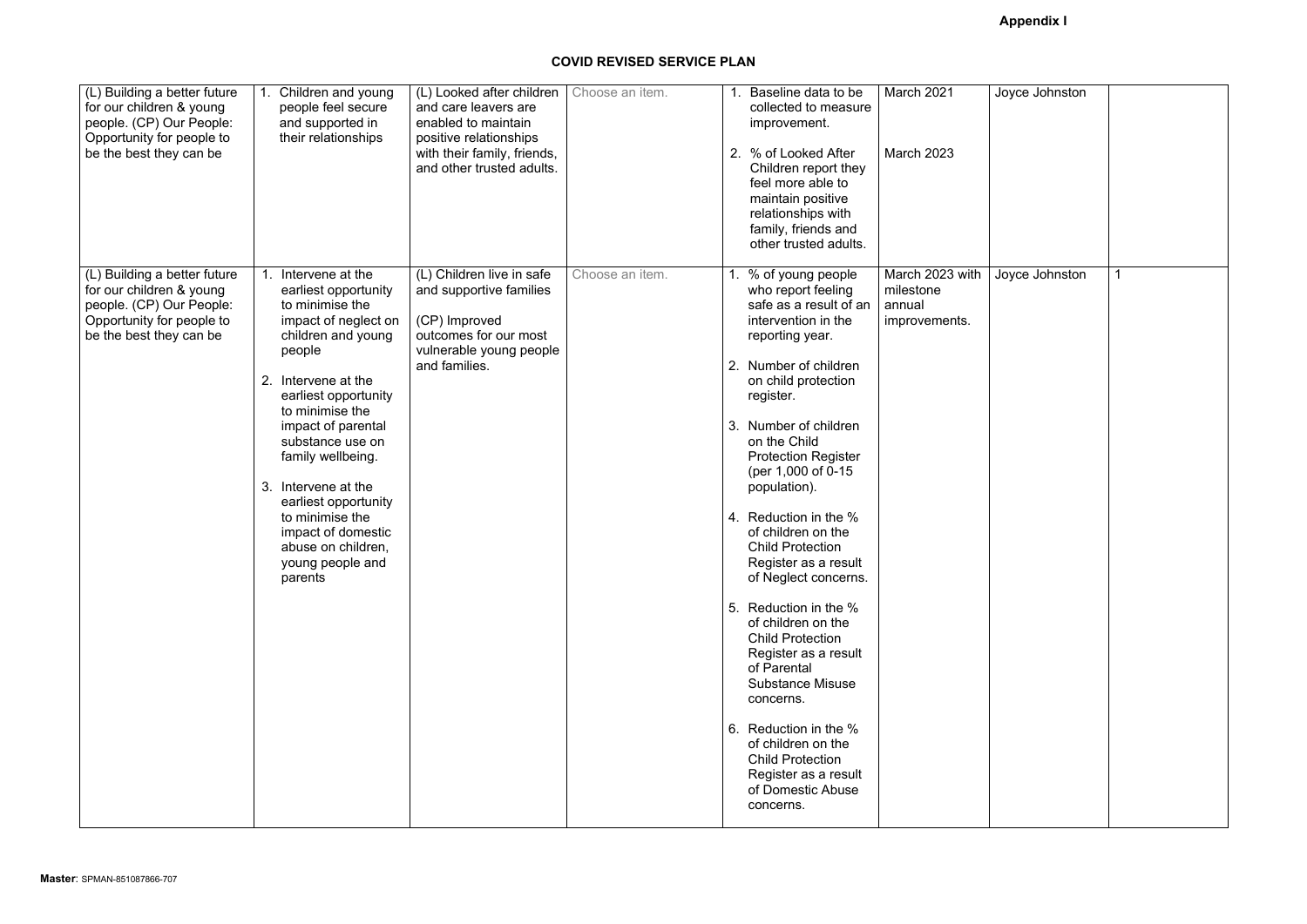**Appendix I**

## COVID REVISED SERVICE PLAN

| | | | | | | | |
|---|---|---|---|---|---|---|---|
| (L) Building a better future for our children & young people. (CP) Our People: Opportunity for people to be the best they can be | 1. Children and young people feel secure and supported in their relationships | (L) Looked after children and care leavers are enabled to maintain positive relationships with their family, friends, and other trusted adults. | Choose an item. | 1. Baseline data to be collected to measure improvement.<br><br>2. % of Looked After Children report they feel more able to maintain positive relationships with family, friends and other trusted adults. | March 2021<br><br>March 2023 | Joyce Johnston | |
| (L) Building a better future for our children & young people. (CP) Our People: Opportunity for people to be the best they can be | 1. Intervene at the earliest opportunity to minimise the impact of neglect on children and young people<br><br>2. Intervene at the earliest opportunity to minimise the impact of parental substance use on family wellbeing.<br><br>3. Intervene at the earliest opportunity to minimise the impact of domestic abuse on children, young people and parents | (L) Children live in safe and supportive families<br><br>(CP) Improved outcomes for our most vulnerable young people and families. | Choose an item. | 1. % of young people who report feeling safe as a result of an intervention in the reporting year.<br><br>2. Number of children on child protection register.<br><br>3. Number of children on the Child Protection Register (per 1,000 of 0-15 population).<br><br>4. Reduction in the % of children on the Child Protection Register as a result of Neglect concerns.<br><br>5. Reduction in the % of children on the Child Protection Register as a result of Parental Substance Misuse concerns.<br><br>6. Reduction in the % of children on the Child Protection Register as a result of Domestic Abuse concerns. | March 2023 with milestone annual improvements. | Joyce Johnston | 1 |

**Master**: SPMAN-851087866-707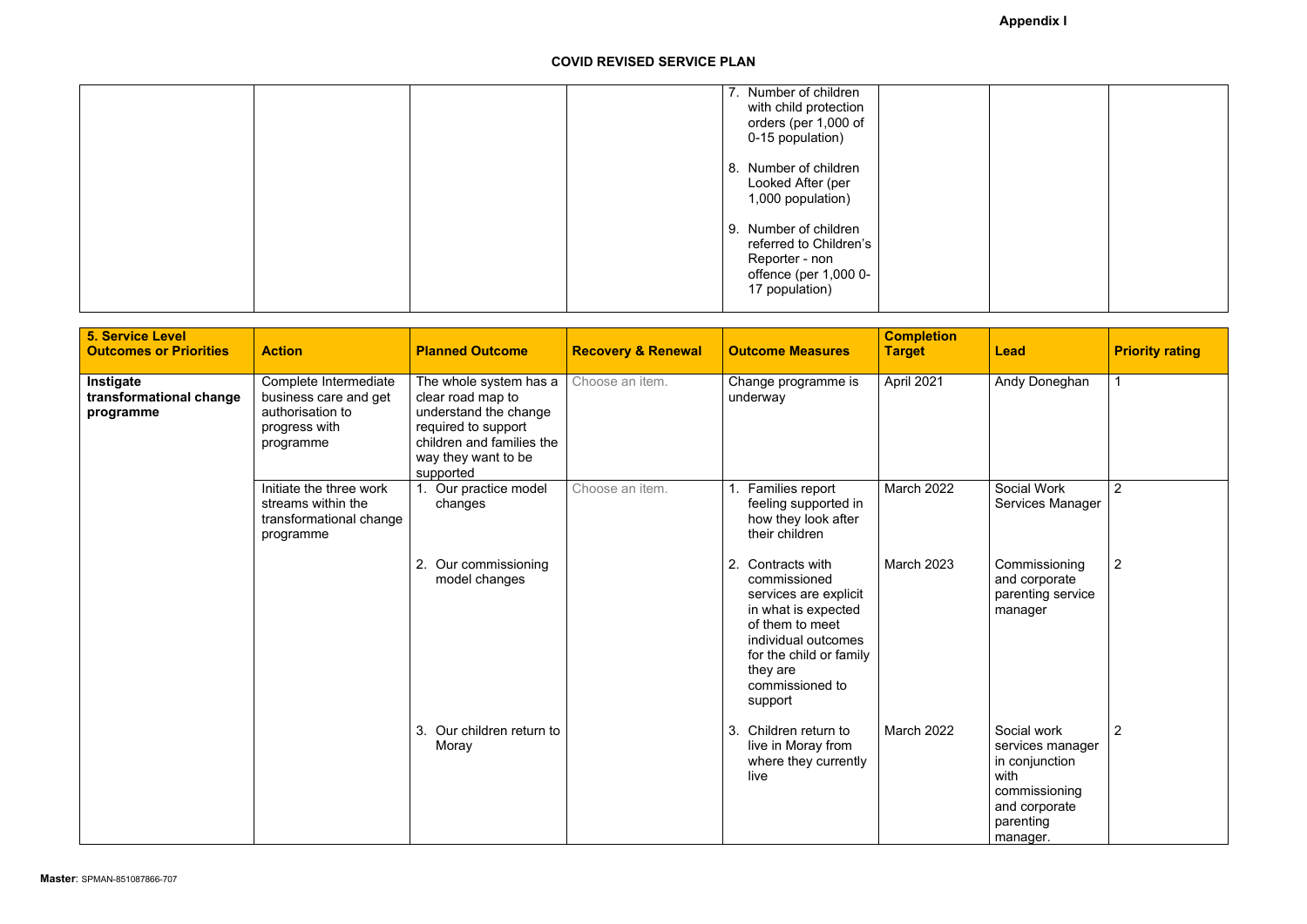**Appendix I**

## COVID REVISED SERVICE PLAN

| | | | | | | | |
|---|---|---|---|---|---|---|---|
| | | | | 7. Number of children with child protection orders (per 1,000 of 0-15 population)<br><br>8. Number of children Looked After (per 1,000 population)<br><br>9. Number of children referred to Children's Reporter - non offence (per 1,000 0-17 population) | | | |

| 5. Service Level Outcomes or Priorities | Action | Planned Outcome | Recovery & Renewal | Outcome Measures | Completion Target | Lead | Priority rating |
|---|---|---|---|---|---|---|---|
| **Instigate transformational change programme** | Complete Intermediate business care and get authorisation to progress with programme | The whole system has a clear road map to understand the change required to support children and families the way they want to be supported | Choose an item. | Change programme is underway | April 2021 | Andy Doneghan | 1 |
| | Initiate the three work streams within the transformational change programme | 1. Our practice model changes | Choose an item. | 1. Families report feeling supported in how they look after their children | March 2022 | Social Work Services Manager | 2 |
| | | 2. Our commissioning model changes | | 2. Contracts with commissioned services are explicit in what is expected of them to meet individual outcomes for the child or family they are commissioned to support | March 2023 | Commissioning and corporate parenting service manager | 2 |
| | | 3. Our children return to Moray | | 3. Children return to live in Moray from where they currently live | March 2022 | Social work services manager in conjunction with commissioning and corporate parenting manager. | 2 |

**Master**: SPMAN-851087866-707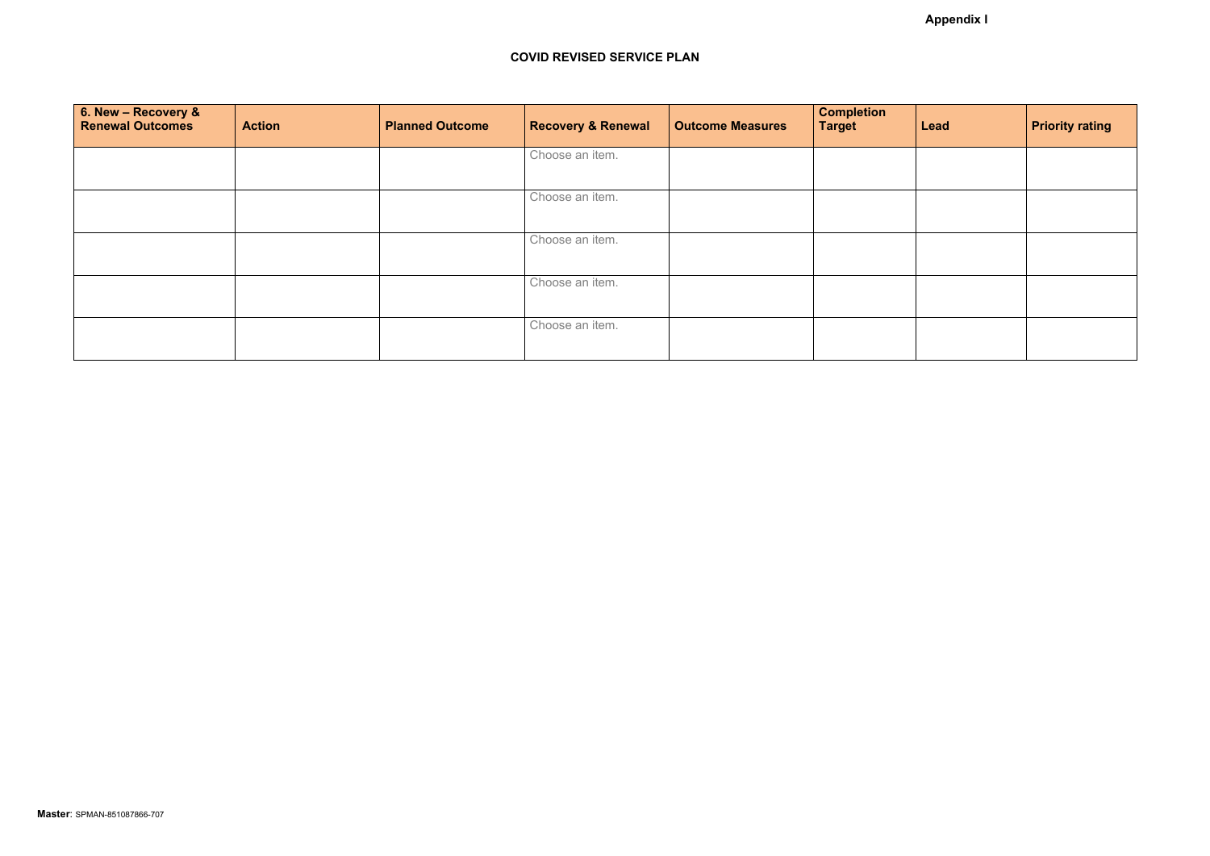**Appendix I**

**COVID REVISED SERVICE PLAN**

| 6. New – Recovery & Renewal Outcomes | Action | Planned Outcome | Recovery & Renewal | Outcome Measures | Completion Target | Lead | Priority rating |
|---|---|---|---|---|---|---|---|
| | | | Choose an item. | | | | |
| | | | Choose an item. | | | | |
| | | | Choose an item. | | | | |
| | | | Choose an item. | | | | |
| | | | Choose an item. | | | | |

**Master**: SPMAN-851087866-707